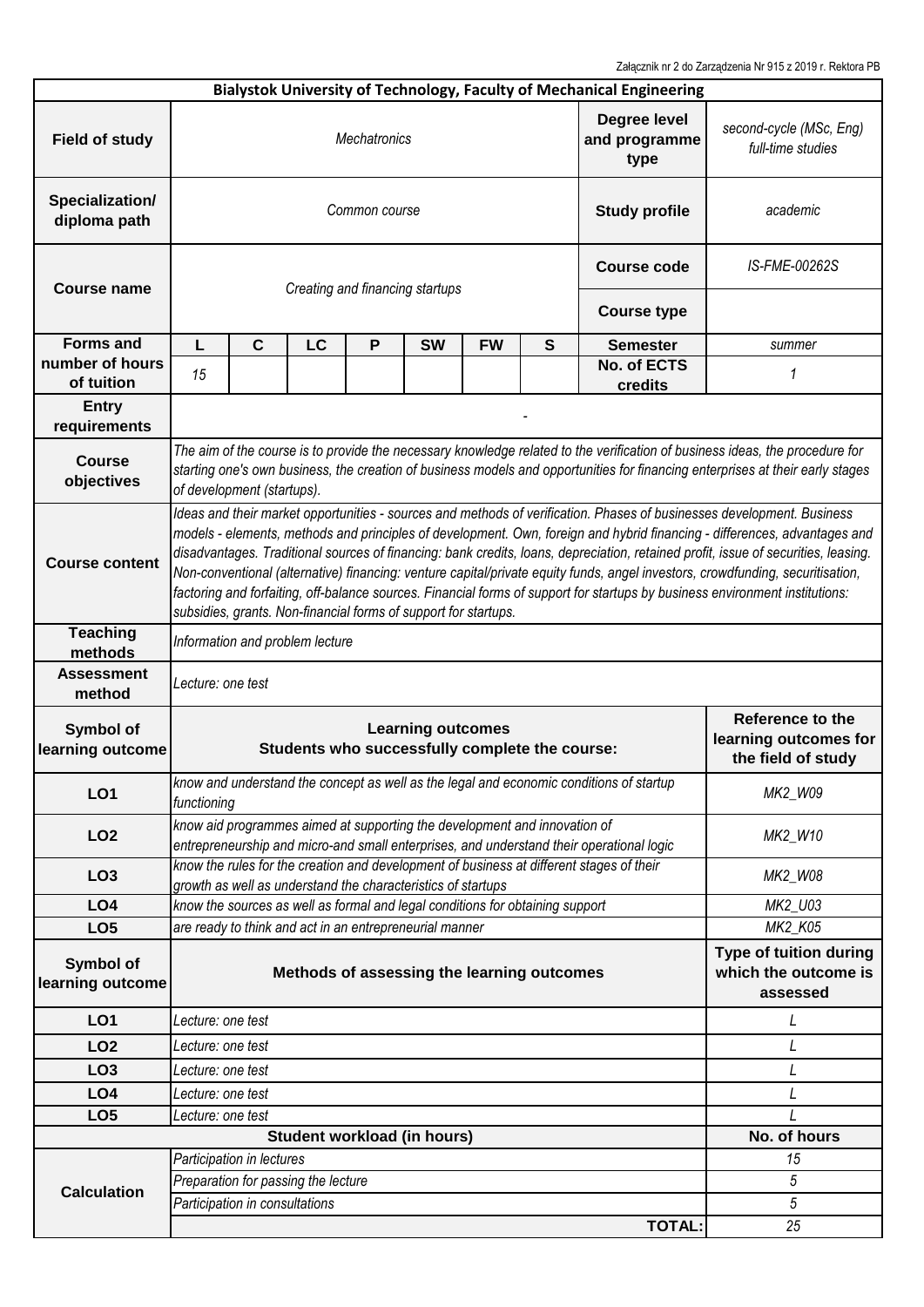Załącznik nr 2 do Zarządzenia Nr 915 z 2019 r. Rektora PB

| Bialystok University of Technology, Faculty of Mechanical Engineering | | | | | | | | | |
|---|---|---|---|---|---|---|---|---|---|
| **Field of study** | *Mechatronics* | | | | | | | **Degree level and programme type** | *second-cycle (MSc, Eng) full-time studies* |
| **Specialization/ diploma path** | *Common course* | | | | | | | **Study profile** | *academic* |
| **Course name** | *Creating and financing startups* | | | | | | | **Course code** | *IS-FME-00262S* |
| | | | | | | | | **Course type** | |
| **Forms and number of hours of tuition** | **L** | **C** | **LC** | **P** | **SW** | **FW** | **S** | **Semester** | *summer* |
| | *15* | | | | | | | **No. of ECTS credits** | *1* |
| **Entry requirements** | - | | | | | | | | |
| **Course objectives** | *The aim of the course is to provide the necessary knowledge related to the verification of business ideas, the procedure for starting one's own business, the creation of business models and opportunities for financing enterprises at their early stages of development (startups).* | | | | | | | | |
| **Course content** | *Ideas and their market opportunities - sources and methods of verification. Phases of businesses development. Business models - elements, methods and principles of development. Own, foreign and hybrid financing - differences, advantages and disadvantages. Traditional sources of financing: bank credits, loans, depreciation, retained profit, issue of securities, leasing. Non-conventional (alternative) financing: venture capital/private equity funds, angel investors, crowdfunding, securitisation, factoring and forfaiting, off-balance sources. Financial forms of support for startups by business environment institutions: subsidies, grants. Non-financial forms of support for startups.* | | | | | | | | |
| **Teaching methods** | *Information and problem lecture* | | | | | | | | |
| **Assessment method** | *Lecture: one test* | | | | | | | | |

| Symbol of learning outcome | Learning outcomes<br>Students who successfully complete the course: | Reference to the learning outcomes for the field of study |
|---|---|---|
| **LO1** | *know and understand the concept as well as the legal and economic conditions of startup functioning* | *MK2_W09* |
| **LO2** | *know aid programmes aimed at supporting the development and innovation of entrepreneurship and micro-and small enterprises, and understand their operational logic* | *MK2_W10* |
| **LO3** | *know the rules for the creation and development of business at different stages of their growth as well as understand the characteristics of startups* | *MK2_W08* |
| **LO4** | *know the sources as well as formal and legal conditions for obtaining support* | *MK2_U03* |
| **LO5** | *are ready to think and act in an entrepreneurial manner* | *MK2_K05* |

| Symbol of learning outcome | Methods of assessing the learning outcomes | Type of tuition during which the outcome is assessed |
|---|---|---|
| **LO1** | *Lecture: one test* | *L* |
| **LO2** | *Lecture: one test* | *L* |
| **LO3** | *Lecture: one test* | *L* |
| **LO4** | *Lecture: one test* | *L* |
| **LO5** | *Lecture: one test* | *L* |

| Student workload (in hours) | | No. of hours |
|---|---|---|
| **Calculation** | *Participation in lectures* | *15* |
| | *Preparation for passing the lecture* | *5* |
| | *Participation in consultations* | *5* |
| | **TOTAL:** | *25* |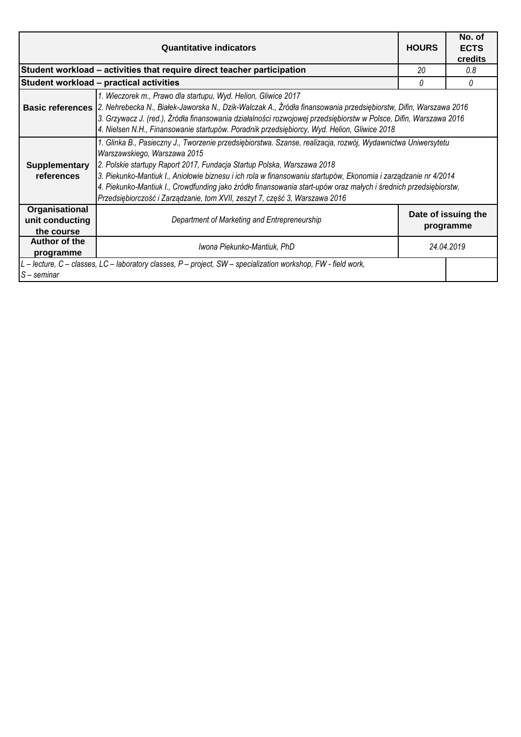| Quantitative indicators | | HOURS | No. of ECTS credits |
|---|---|---|---|
| **Student workload – activities that require direct teacher participation** | | *20* | *0.8* |
| **Student workload – practical activities** | | *0* | *0* |
| **Basic references** | *1. Wieczorek m., Prawo dla startupu, Wyd. Helion, Gliwice 2017*<br>*2. Nehrebecka N., Białek-Jaworska N., Dzik-Walczak A., Źródła finansowania przedsiębiorstw, Difin, Warszawa 2016*<br>*3. Grzywacz J. (red.), Źródła finansowania działalności rozwojowej przedsiębiorstw w Polsce, Difin, Warszawa 2016*<br>*4. Nielsen N.H., Finansowanie startupów. Poradnik przedsiębiorcy, Wyd. Helion, Gliwice 2018* | | |
| **Supplementary references** | *1. Glinka B., Pasieczny J., Tworzenie przedsiębiorstwa. Szanse, realizacja, rozwój, Wydawnictwa Uniwersytetu Warszawskiego, Warszawa 2015*<br>*2. Polskie startupy Raport 2017, Fundacja Startup Polska, Warszawa 2018*<br>*3. Piekunko-Mantiuk I., Aniołowie biznesu i ich rola w finansowaniu startupów, Ekonomia i zarządzanie nr 4/2014*<br>*4. Piekunko-Mantiuk I., Crowdfunding jako źródło finansowania start-upów oraz małych i średnich przedsiębiorstw, Przedsiębiorczość i Zarządzanie, tom XVII, zeszyt 7, część 3, Warszawa 2016* | | |
| **Organisational unit conducting the course** | *Department of Marketing and Entrepreneurship* | **Date of issuing the programme** | |
| **Author of the programme** | *Iwona Piekunko-Mantiuk, PhD* | *24.04.2019* | |
| *L – lecture, C – classes, LC – laboratory classes, P – project, SW – specialization workshop, FW - field work, S – seminar* | | | |